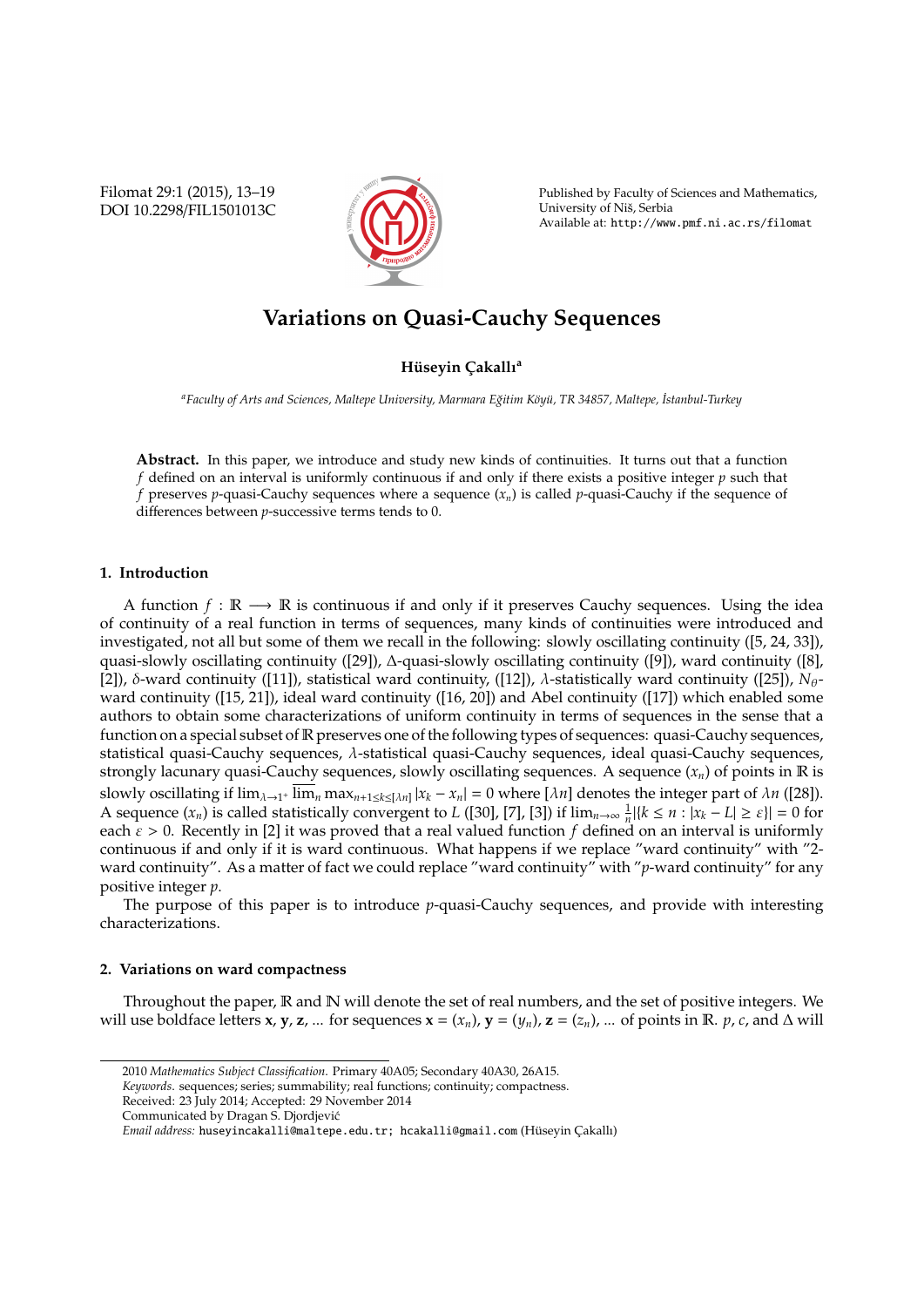# Variations on Quasi-Cauchy Sequences

**Hüseyin Çakallı**[a]

[a]*Faculty of Arts and Sciences, Maltepe University, Marmara Eğitim Köyü, TR 34857, Maltepe, İstanbul-Turkey*

**Abstract.** In this paper, we introduce and study new kinds of continuities. It turns out that a function $f$ defined on an interval is uniformly continuous if and only if there exists a positive integer $p$ such that $f$ preserves $p$-quasi-Cauchy sequences where a sequence $(x_n)$ is called $p$-quasi-Cauchy if the sequence of differences between $p$-successive terms tends to 0.

## 1. Introduction

A function $f : \mathbb{R} \longrightarrow \mathbb{R}$ is continuous if and only if it preserves Cauchy sequences. Using the idea of continuity of a real function in terms of sequences, many kinds of continuities were introduced and investigated, not all but some of them we recall in the following: slowly oscillating continuity ([5, 24, 33]), quasi-slowly oscillating continuity ([29]), $\Delta$-quasi-slowly oscillating continuity ([9]), ward continuity ([8], [2]), $\delta$-ward continuity ([11]), statistical ward continuity, ([12]), $\lambda$-statistically ward continuity ([25]), $N_\theta$-ward continuity ([15, 21]), ideal ward continuity ([16, 20]) and Abel continuity ([17]) which enabled some authors to obtain some characterizations of uniform continuity in terms of sequences in the sense that a function on a special subset of $\mathbb{R}$ preserves one of the following types of sequences: quasi-Cauchy sequences, statistical quasi-Cauchy sequences, $\lambda$-statistical quasi-Cauchy sequences, ideal quasi-Cauchy sequences, strongly lacunary quasi-Cauchy sequences, slowly oscillating sequences. A sequence $(x_n)$ of points in $\mathbb{R}$ is slowly oscillating if $\lim_{\lambda \to 1^+} \overline{\lim}_n \max_{n+1 \le k \le [\lambda n]} |x_k - x_n| = 0$ where $[\lambda n]$ denotes the integer part of $\lambda n$ ([28]). A sequence $(x_n)$ is called statistically convergent to $L$ ([30], [7], [3]) if $\lim_{n\to\infty} \frac{1}{n}|\{k \le n : |x_k - L| \ge \varepsilon\}| = 0$ for each $\varepsilon > 0$. Recently in [2] it was proved that a real valued function $f$ defined on an interval is uniformly continuous if and only if it is ward continuous. What happens if we replace "ward continuity" with "2-ward continuity". As a matter of fact we could replace "ward continuity" with "$p$-ward continuity" for any positive integer $p$.

The purpose of this paper is to introduce $p$-quasi-Cauchy sequences, and provide with interesting characterizations.

## 2. Variations on ward compactness

Throughout the paper, $\mathbb{R}$ and $\mathbb{N}$ will denote the set of real numbers, and the set of positive integers. We will use boldface letters $\mathbf{x}$, $\mathbf{y}$, $\mathbf{z}$, ... for sequences $\mathbf{x} = (x_n)$, $\mathbf{y} = (y_n)$, $\mathbf{z} = (z_n)$, ... of points in $\mathbb{R}$. $p$, $c$, and $\Delta$ will

---

2010 *Mathematics Subject Classification*. Primary 40A05; Secondary 40A30, 26A15.

*Keywords*. sequences; series; summability; real functions; continuity; compactness.

Received: 23 July 2014; Accepted: 29 November 2014

Communicated by Dragan S. Djordjević

*Email address:* huseyincakalli@maltepe.edu.tr; hcakalli@gmail.com (Hüseyin Çakallı)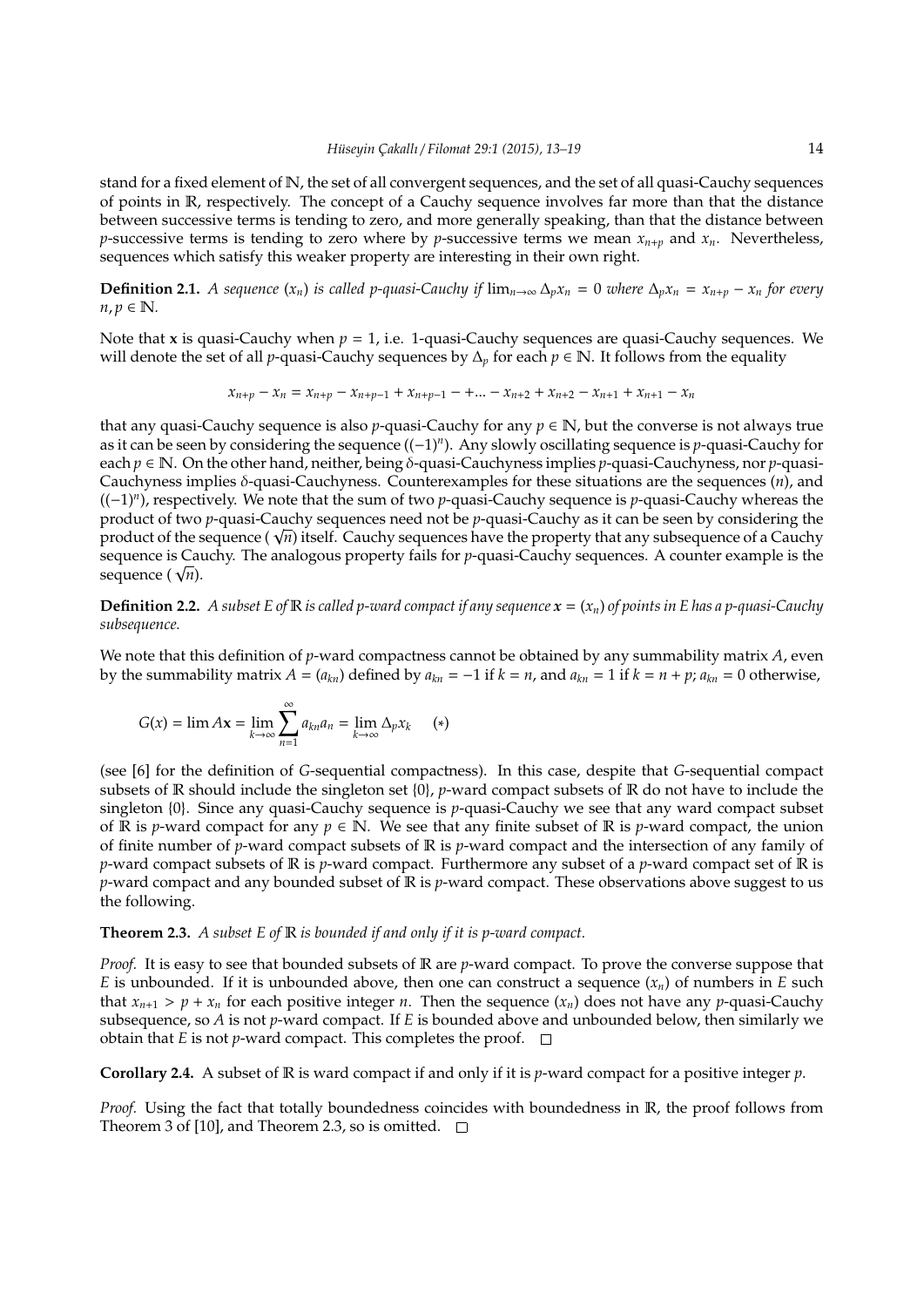stand for a fixed element of $\mathbb{N}$, the set of all convergent sequences, and the set of all quasi-Cauchy sequences of points in $\mathbb{R}$, respectively. The concept of a Cauchy sequence involves far more than that the distance between successive terms is tending to zero, and more generally speaking, than that the distance between $p$-successive terms is tending to zero where by $p$-successive terms we mean $x_{n+p}$ and $x_n$. Nevertheless, sequences which satisfy this weaker property are interesting in their own right.

**Definition 2.1.** *A sequence $(x_n)$ is called p-quasi-Cauchy if $\lim_{n\to\infty} \Delta_p x_n = 0$ where $\Delta_p x_n = x_{n+p} - x_n$ for every $n, p \in \mathbb{N}$.*

Note that $\mathbf{x}$ is quasi-Cauchy when $p = 1$, i.e. 1-quasi-Cauchy sequences are quasi-Cauchy sequences. We will denote the set of all $p$-quasi-Cauchy sequences by $\Delta_p$ for each $p \in \mathbb{N}$. It follows from the equality

$$x_{n+p} - x_n = x_{n+p} - x_{n+p-1} + x_{n+p-1} - +... - x_{n+2} + x_{n+2} - x_{n+1} + x_{n+1} - x_n$$

that any quasi-Cauchy sequence is also $p$-quasi-Cauchy for any $p \in \mathbb{N}$, but the converse is not always true as it can be seen by considering the sequence $((-1)^n)$. Any slowly oscillating sequence is $p$-quasi-Cauchy for each $p \in \mathbb{N}$. On the other hand, neither, being $\delta$-quasi-Cauchyness implies $p$-quasi-Cauchyness, nor $p$-quasi-Cauchyness implies $\delta$-quasi-Cauchyness. Counterexamples for these situations are the sequences $(n)$, and $((-1)^n)$, respectively. We note that the sum of two $p$-quasi-Cauchy sequence is $p$-quasi-Cauchy whereas the product of two $p$-quasi-Cauchy sequences need not be $p$-quasi-Cauchy as it can be seen by considering the product of the sequence $(\sqrt{n})$ itself. Cauchy sequences have the property that any subsequence of a Cauchy sequence is Cauchy. The analogous property fails for $p$-quasi-Cauchy sequences. A counter example is the sequence $(\sqrt{n})$.

**Definition 2.2.** *A subset E of $\mathbb{R}$ is called p-ward compact if any sequence $\boldsymbol{x} = (x_n)$ of points in E has a p-quasi-Cauchy subsequence.*

We note that this definition of $p$-ward compactness cannot be obtained by any summability matrix $A$, even by the summability matrix $A = (a_{kn})$ defined by $a_{kn} = -1$ if $k = n$, and $a_{kn} = 1$ if $k = n + p$; $a_{kn} = 0$ otherwise,

$$G(x) = \lim A\mathbf{x} = \lim_{k\to\infty} \sum_{n=1}^{\infty} a_{kn} a_n = \lim_{k\to\infty} \Delta_p x_k \qquad (*)$$

(see [6] for the definition of $G$-sequential compactness). In this case, despite that $G$-sequential compact subsets of $\mathbb{R}$ should include the singleton set $\{0\}$, $p$-ward compact subsets of $\mathbb{R}$ do not have to include the singleton $\{0\}$. Since any quasi-Cauchy sequence is $p$-quasi-Cauchy we see that any ward compact subset of $\mathbb{R}$ is $p$-ward compact for any $p \in \mathbb{N}$. We see that any finite subset of $\mathbb{R}$ is $p$-ward compact, the union of finite number of $p$-ward compact subsets of $\mathbb{R}$ is $p$-ward compact and the intersection of any family of $p$-ward compact subsets of $\mathbb{R}$ is $p$-ward compact. Furthermore any subset of a $p$-ward compact set of $\mathbb{R}$ is $p$-ward compact and any bounded subset of $\mathbb{R}$ is $p$-ward compact. These observations above suggest to us the following.

**Theorem 2.3.** *A subset E of $\mathbb{R}$ is bounded if and only if it is p-ward compact.*

*Proof.* It is easy to see that bounded subsets of $\mathbb{R}$ are $p$-ward compact. To prove the converse suppose that $E$ is unbounded. If it is unbounded above, then one can construct a sequence $(x_n)$ of numbers in $E$ such that $x_{n+1} > p + x_n$ for each positive integer $n$. Then the sequence $(x_n)$ does not have any $p$-quasi-Cauchy subsequence, so $A$ is not $p$-ward compact. If $E$ is bounded above and unbounded below, then similarly we obtain that $E$ is not $p$-ward compact. This completes the proof. □

**Corollary 2.4.** A subset of $\mathbb{R}$ is ward compact if and only if it is $p$-ward compact for a positive integer $p$.

*Proof.* Using the fact that totally boundedness coincides with boundedness in $\mathbb{R}$, the proof follows from Theorem 3 of [10], and Theorem 2.3, so is omitted. □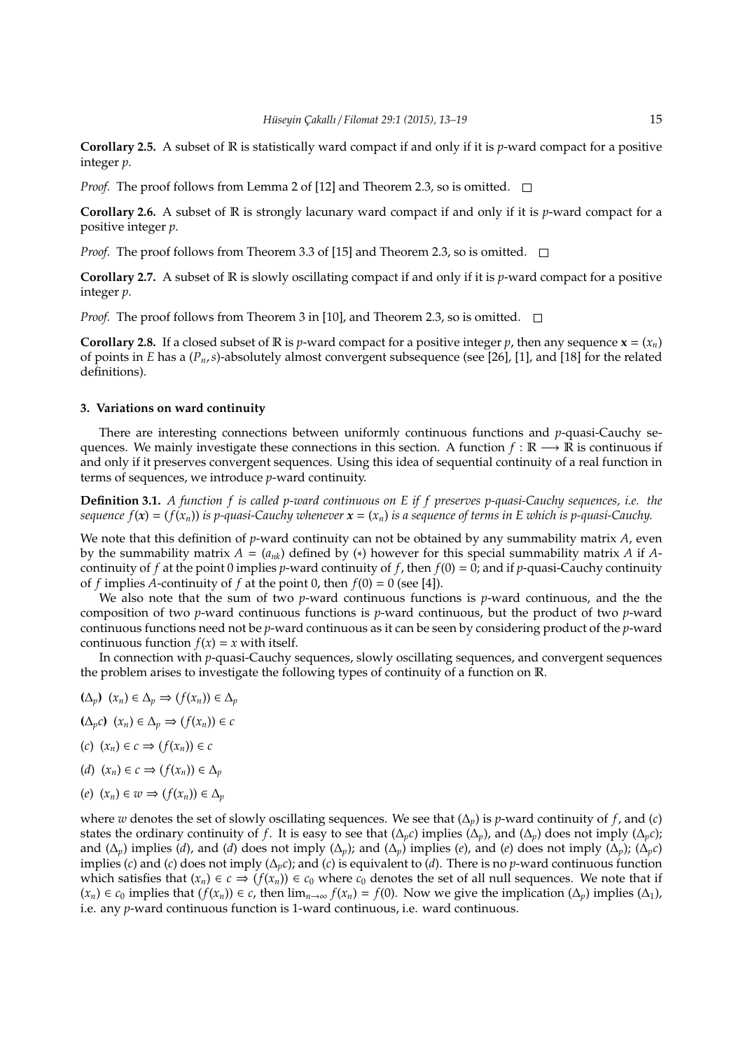**Corollary 2.5.** A subset of $\mathbb{R}$ is statistically ward compact if and only if it is $p$-ward compact for a positive integer $p$.

*Proof.* The proof follows from Lemma 2 of [12] and Theorem 2.3, so is omitted. □

**Corollary 2.6.** A subset of $\mathbb{R}$ is strongly lacunary ward compact if and only if it is $p$-ward compact for a positive integer $p$.

*Proof.* The proof follows from Theorem 3.3 of [15] and Theorem 2.3, so is omitted. □

**Corollary 2.7.** A subset of $\mathbb{R}$ is slowly oscillating compact if and only if it is $p$-ward compact for a positive integer $p$.

*Proof.* The proof follows from Theorem 3 in [10], and Theorem 2.3, so is omitted. □

**Corollary 2.8.** If a closed subset of $\mathbb{R}$ is $p$-ward compact for a positive integer $p$, then any sequence $\mathbf{x} = (x_n)$ of points in $E$ has a $(P_n, s)$-absolutely almost convergent subsequence (see [26], [1], and [18] for the related definitions).

## 3. Variations on ward continuity

There are interesting connections between uniformly continuous functions and $p$-quasi-Cauchy sequences. We mainly investigate these connections in this section. A function $f : \mathbb{R} \longrightarrow \mathbb{R}$ is continuous if and only if it preserves convergent sequences. Using this idea of sequential continuity of a real function in terms of sequences, we introduce $p$-ward continuity.

**Definition 3.1.** *A function $f$ is called $p$-ward continuous on $E$ if $f$ preserves $p$-quasi-Cauchy sequences, i.e. the sequence $f(\boldsymbol{x}) = (f(x_n))$ is $p$-quasi-Cauchy whenever $\boldsymbol{x} = (x_n)$ is a sequence of terms in $E$ which is $p$-quasi-Cauchy.*

We note that this definition of $p$-ward continuity can not be obtained by any summability matrix $A$, even by the summability matrix $A = (a_{nk})$ defined by $(*)$ however for this special summability matrix $A$ if $A$-continuity of $f$ at the point 0 implies $p$-ward continuity of $f$, then $f(0) = 0$; and if $p$-quasi-Cauchy continuity of $f$ implies $A$-continuity of $f$ at the point 0, then $f(0) = 0$ (see [4]).

We also note that the sum of two $p$-ward continuous functions is $p$-ward continuous, and the the composition of two $p$-ward continuous functions is $p$-ward continuous, but the product of two $p$-ward continuous functions need not be $p$-ward continuous as it can be seen by considering product of the $p$-ward continuous function $f(x) = x$ with itself.

In connection with $p$-quasi-Cauchy sequences, slowly oscillating sequences, and convergent sequences the problem arises to investigate the following types of continuity of a function on $\mathbb{R}$.

**($\Delta_p$)** $(x_n) \in \Delta_p \Rightarrow (f(x_n)) \in \Delta_p$

**($\Delta_p c$)** $(x_n) \in \Delta_p \Rightarrow (f(x_n)) \in c$

$(c)$ $(x_n) \in c \Rightarrow (f(x_n)) \in c$

$(d)$ $(x_n) \in c \Rightarrow (f(x_n)) \in \Delta_p$

$(e)$ $(x_n) \in w \Rightarrow (f(x_n)) \in \Delta_p$

where $w$ denotes the set of slowly oscillating sequences. We see that $(\Delta_p)$ is $p$-ward continuity of $f$, and $(c)$ states the ordinary continuity of $f$. It is easy to see that $(\Delta_p c)$ implies $(\Delta_p)$, and $(\Delta_p)$ does not imply $(\Delta_p c)$; and $(\Delta_p)$ implies $(d)$, and $(d)$ does not imply $(\Delta_p)$; and $(\Delta_p)$ implies $(e)$, and $(e)$ does not imply $(\Delta_p)$; $(\Delta_p c)$ implies $(c)$ and $(c)$ does not imply $(\Delta_p c)$; and $(c)$ is equivalent to $(d)$. There is no $p$-ward continuous function which satisfies that $(x_n) \in c \Rightarrow (f(x_n)) \in c_0$ where $c_0$ denotes the set of all null sequences. We note that if $(x_n) \in c_0$ implies that $(f(x_n)) \in c$, then $\lim_{n\to\infty} f(x_n) = f(0)$. Now we give the implication $(\Delta_p)$ implies $(\Delta_1)$, i.e. any $p$-ward continuous function is 1-ward continuous, i.e. ward continuous.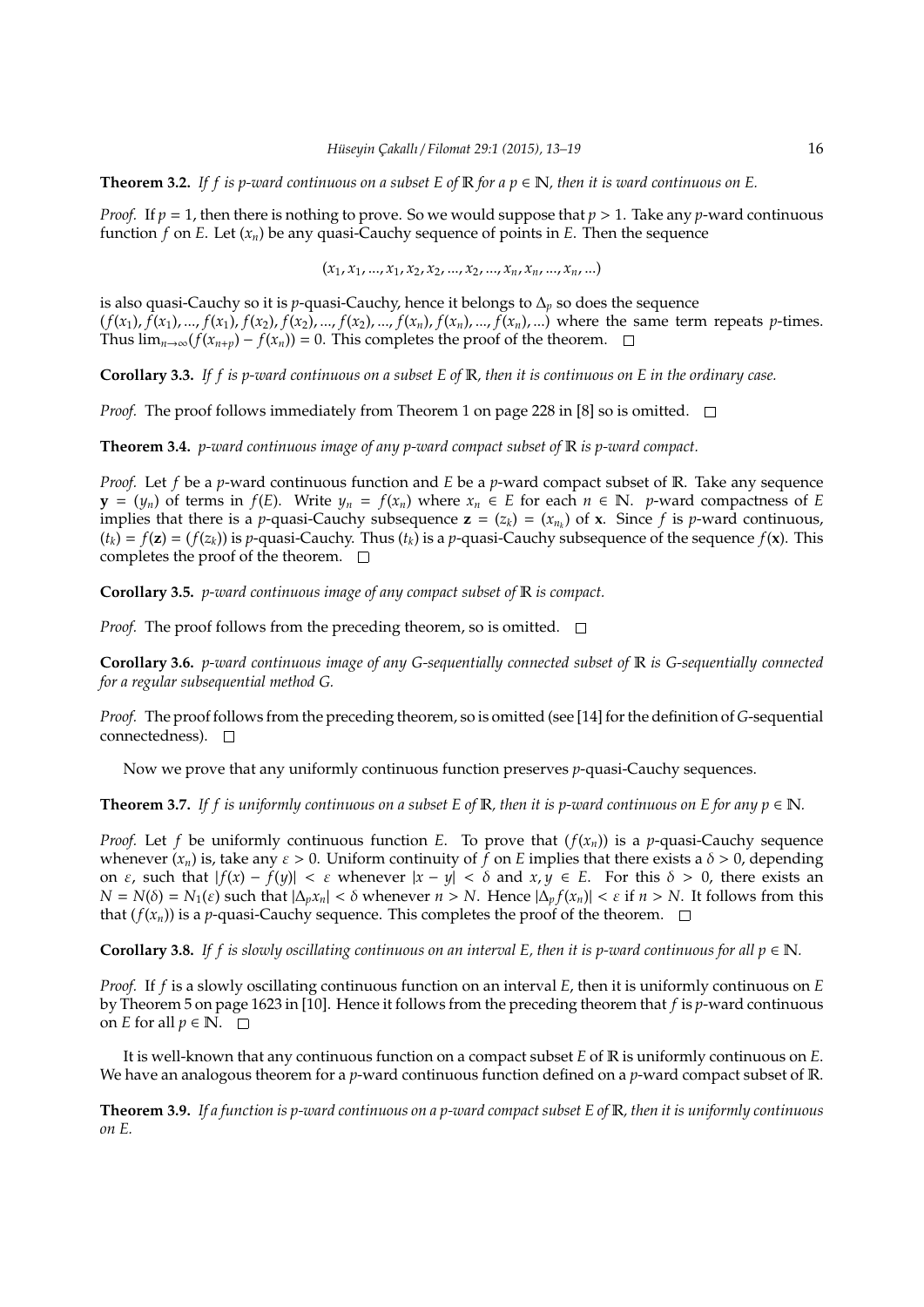**Theorem 3.2.** *If $f$ is $p$-ward continuous on a subset $E$ of $\mathbb{R}$ for a $p \in \mathbb{N}$, then it is ward continuous on $E$.*

*Proof.* If $p = 1$, then there is nothing to prove. So we would suppose that $p > 1$. Take any $p$-ward continuous function $f$ on $E$. Let $(x_n)$ be any quasi-Cauchy sequence of points in $E$. Then the sequence

$$(x_1, x_1, ..., x_1, x_2, x_2, ..., x_2, ..., x_n, x_n, ..., x_n, ...)$$

is also quasi-Cauchy so it is $p$-quasi-Cauchy, hence it belongs to $\Delta_p$ so does the sequence $(f(x_1), f(x_1), ..., f(x_1), f(x_2), f(x_2), ..., f(x_2), ..., f(x_n), f(x_n), ..., f(x_n), ...)$ where the same term repeats $p$-times. Thus $\lim_{n\to\infty}(f(x_{n+p}) - f(x_n)) = 0$. This completes the proof of the theorem. $\square$

**Corollary 3.3.** *If $f$ is $p$-ward continuous on a subset $E$ of $\mathbb{R}$, then it is continuous on $E$ in the ordinary case.*

*Proof.* The proof follows immediately from Theorem 1 on page 228 in [8] so is omitted. $\square$

**Theorem 3.4.** *$p$-ward continuous image of any $p$-ward compact subset of $\mathbb{R}$ is $p$-ward compact.*

*Proof.* Let $f$ be a $p$-ward continuous function and $E$ be a $p$-ward compact subset of $\mathbb{R}$. Take any sequence $\mathbf{y} = (y_n)$ of terms in $f(E)$. Write $y_n = f(x_n)$ where $x_n \in E$ for each $n \in \mathbb{N}$. $p$-ward compactness of $E$ implies that there is a $p$-quasi-Cauchy subsequence $\mathbf{z} = (z_k) = (x_{n_k})$ of $\mathbf{x}$. Since $f$ is $p$-ward continuous, $(t_k) = f(\mathbf{z}) = (f(z_k))$ is $p$-quasi-Cauchy. Thus $(t_k)$ is a $p$-quasi-Cauchy subsequence of the sequence $f(\mathbf{x})$. This completes the proof of the theorem. $\square$

**Corollary 3.5.** *$p$-ward continuous image of any compact subset of $\mathbb{R}$ is compact.*

*Proof.* The proof follows from the preceding theorem, so is omitted. $\square$

**Corollary 3.6.** *$p$-ward continuous image of any $G$-sequentially connected subset of $\mathbb{R}$ is $G$-sequentially connected for a regular subsequential method $G$.*

*Proof.* The proof follows from the preceding theorem, so is omitted (see [14] for the definition of $G$-sequential connectedness). $\square$

Now we prove that any uniformly continuous function preserves $p$-quasi-Cauchy sequences.

**Theorem 3.7.** *If $f$ is uniformly continuous on a subset $E$ of $\mathbb{R}$, then it is $p$-ward continuous on $E$ for any $p \in \mathbb{N}$.*

*Proof.* Let $f$ be uniformly continuous function $E$. To prove that $(f(x_n))$ is a $p$-quasi-Cauchy sequence whenever $(x_n)$ is, take any $\varepsilon > 0$. Uniform continuity of $f$ on $E$ implies that there exists a $\delta > 0$, depending on $\varepsilon$, such that $|f(x) - f(y)| < \varepsilon$ whenever $|x - y| < \delta$ and $x, y \in E$. For this $\delta > 0$, there exists an $N = N(\delta) = N_1(\varepsilon)$ such that $|\Delta_p x_n| < \delta$ whenever $n > N$. Hence $|\Delta_p f(x_n)| < \varepsilon$ if $n > N$. It follows from this that $(f(x_n))$ is a $p$-quasi-Cauchy sequence. This completes the proof of the theorem. $\square$

**Corollary 3.8.** *If $f$ is slowly oscillating continuous on an interval $E$, then it is $p$-ward continuous for all $p \in \mathbb{N}$.*

*Proof.* If $f$ is a slowly oscillating continuous function on an interval $E$, then it is uniformly continuous on $E$ by Theorem 5 on page 1623 in [10]. Hence it follows from the preceding theorem that $f$ is $p$-ward continuous on $E$ for all $p \in \mathbb{N}$. $\square$

It is well-known that any continuous function on a compact subset $E$ of $\mathbb{R}$ is uniformly continuous on $E$. We have an analogous theorem for a $p$-ward continuous function defined on a $p$-ward compact subset of $\mathbb{R}$.

**Theorem 3.9.** *If a function is $p$-ward continuous on a $p$-ward compact subset $E$ of $\mathbb{R}$, then it is uniformly continuous on $E$.*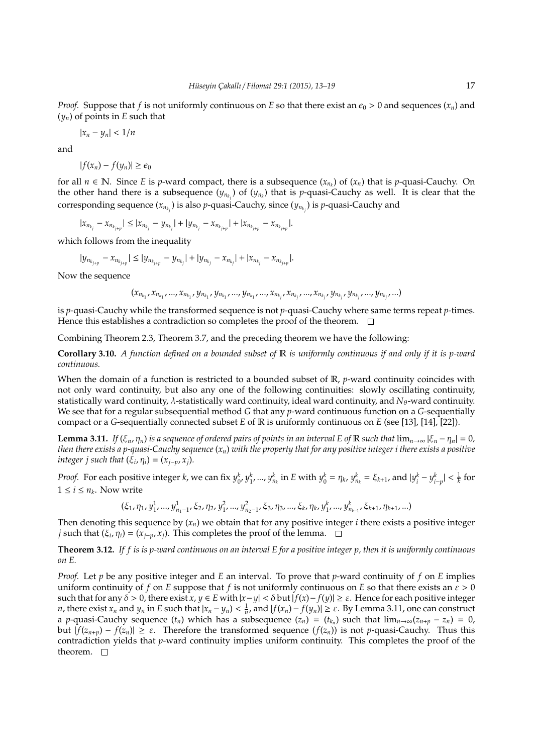*Proof.* Suppose that $f$ is not uniformly continuous on $E$ so that there exist an $\epsilon_0 > 0$ and sequences $(x_n)$ and $(y_n)$ of points in $E$ such that

$$|x_n - y_n| < 1/n$$

and

$$|f(x_n) - f(y_n)| \geq \epsilon_0$$

for all $n \in \mathbb{N}$. Since $E$ is $p$-ward compact, there is a subsequence $(x_{n_k})$ of $(x_n)$ that is $p$-quasi-Cauchy. On the other hand there is a subsequence $(y_{n_{k_j}})$ of $(y_{n_k})$ that is $p$-quasi-Cauchy as well. It is clear that the corresponding sequence $(x_{n_{k_j}})$ is also $p$-quasi-Cauchy, since $(y_{n_{k_j}})$ is $p$-quasi-Cauchy and

$$|x_{n_{k_j}} - x_{n_{k_{j+p}}}| \leq |x_{n_{k_j}} - y_{n_{k_j}}| + |y_{n_{k_j}} - x_{n_{k_{j+p}}}| + |x_{n_{k_{j+p}}} - x_{n_{k_{j+p}}}|.$$

which follows from the inequality

$$|y_{n_{k_{j+p}}} - x_{n_{k_{j+p}}}| \leq |y_{n_{k_{j+p}}} - y_{n_{k_j}}| + |y_{n_{k_j}} - x_{n_{k_j}}| + |x_{n_{k_j}} - x_{n_{k_{j+p}}}|.$$

Now the sequence

$$(x_{n_{k_1}}, x_{n_{k_1}}, ..., x_{n_{k_1}}, y_{n_{k_1}}, y_{n_{k_1}}, ..., y_{n_{k_1}}, ..., x_{n_{k_j}}, x_{n_{k_j}}, ..., x_{n_{k_j}}, y_{n_{k_j}}, y_{n_{k_j}}, ..., y_{n_{k_j}}, ...)$$

is $p$-quasi-Cauchy while the transformed sequence is not $p$-quasi-Cauchy where same terms repeat $p$-times. Hence this establishes a contradiction so completes the proof of the theorem. $\square$

Combining Theorem 2.3, Theorem 3.7, and the preceding theorem we have the following:

**Corollary 3.10.** *A function defined on a bounded subset of $\mathbb{R}$ is uniformly continuous if and only if it is $p$-ward continuous.*

When the domain of a function is restricted to a bounded subset of $\mathbb{R}$, $p$-ward continuity coincides with not only ward continuity, but also any one of the following continuities: slowly oscillating continuity, statistically ward continuity, $\lambda$-statistically ward continuity, ideal ward continuity, and $N_\theta$-ward continuity. We see that for a regular subsequential method $G$ that any $p$-ward continuous function on a $G$-sequentially compact or a $G$-sequentially connected subset $E$ of $\mathbb{R}$ is uniformly continuous on $E$ (see [13], [14], [22]).

**Lemma 3.11.** *If $(\xi_n, \eta_n)$ is a sequence of ordered pairs of points in an interval $E$ of $\mathbb{R}$ such that $\lim_{n\to\infty} |\xi_n - \eta_n| = 0$, then there exists a $p$-quasi-Cauchy sequence $(x_n)$ with the property that for any positive integer $i$ there exists a positive integer $j$ such that $(\xi_i, \eta_i) = (x_{j-p}, x_j)$.*

*Proof.* For each positive integer $k$, we can fix $y_0^k, y_1^k, ..., y_{n_k}^k$ in $E$ with $y_0^k = \eta_k$, $y_{n_k}^k = \xi_{k+1}$, and $|y_i^k - y_{i-p}^k| < \frac{1}{k}$ for $1 \leq i \leq n_k$. Now write

$$(\xi_1, \eta_1, y_1^1, ..., y_{n_1-1}^1, \xi_2, \eta_2, y_1^2, ..., y_{n_2-1}^2, \xi_3, \eta_3, ..., \xi_k, \eta_k, y_1^k, ..., y_{n_{k-1}}^k, \xi_{k+1}, \eta_{k+1}, ...)$$

Then denoting this sequence by $(x_n)$ we obtain that for any positive integer $i$ there exists a positive integer $j$ such that $(\xi_i, \eta_i) = (x_{j-p}, x_j)$. This completes the proof of the lemma. $\square$

**Theorem 3.12.** *If $f$ is is $p$-ward continuous on an interval $E$ for a positive integer $p$, then it is uniformly continuous on $E$.*

*Proof.* Let $p$ be any positive integer and $E$ an interval. To prove that $p$-ward continuity of $f$ on $E$ implies uniform continuity of $f$ on $E$ suppose that $f$ is not uniformly continuous on $E$ so that there exists an $\varepsilon > 0$ such that for any $\delta > 0$, there exist $x, y \in E$ with $|x - y| < \delta$ but $|f(x) - f(y)| \geq \varepsilon$. Hence for each positive integer $n$, there exist $x_n$ and $y_n$ in $E$ such that $|x_n - y_n| < \frac{1}{n}$, and $|f(x_n) - f(y_n)| \geq \varepsilon$. By Lemma 3.11, one can construct a $p$-quasi-Cauchy sequence $(t_n)$ which has a subsequence $(z_n) = (t_{k_n})$ such that $\lim_{n\to\infty}(z_{n+p} - z_n) = 0$, but $|f(z_{n+p}) - f(z_n)| \geq \varepsilon$. Therefore the transformed sequence $(f(z_n))$ is not $p$-quasi-Cauchy. Thus this contradiction yields that $p$-ward continuity implies uniform continuity. This completes the proof of the theorem. $\square$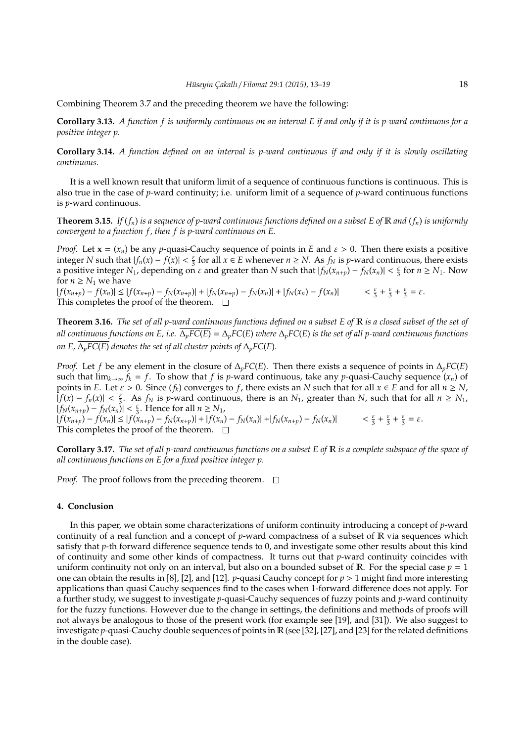Combining Theorem 3.7 and the preceding theorem we have the following:

**Corollary 3.13.** *A function $f$ is uniformly continuous on an interval $E$ if and only if it is $p$-ward continuous for a positive integer $p$.*

**Corollary 3.14.** *A function defined on an interval is $p$-ward continuous if and only if it is slowly oscillating continuous.*

It is a well known result that uniform limit of a sequence of continuous functions is continuous. This is also true in the case of $p$-ward continuity; i.e. uniform limit of a sequence of $p$-ward continuous functions is $p$-ward continuous.

**Theorem 3.15.** *If $(f_n)$ is a sequence of $p$-ward continuous functions defined on a subset $E$ of $\mathbb{R}$ and $(f_n)$ is uniformly convergent to a function $f$, then $f$ is $p$-ward continuous on $E$.*

*Proof.* Let $\mathbf{x} = (x_n)$ be any $p$-quasi-Cauchy sequence of points in $E$ and $\varepsilon > 0$. Then there exists a positive integer $N$ such that $|f_n(x) - f(x)| < \frac{\varepsilon}{3}$ for all $x \in E$ whenever $n \geq N$. As $f_N$ is $p$-ward continuous, there exists a positive integer $N_1$, depending on $\varepsilon$ and greater than $N$ such that $|f_N(x_{n+p}) - f_N(x_n)| < \frac{\varepsilon}{3}$ for $n \geq N_1$. Now for $n \geq N_1$ we have

$|f(x_{n+p}) - f(x_n)| \leq |f(x_{n+p}) - f_N(x_{n+p})| + |f_N(x_{n+p}) - f_N(x_n)| + |f_N(x_n) - f(x_n)| \quad < \frac{\varepsilon}{3} + \frac{\varepsilon}{3} + \frac{\varepsilon}{3} = \varepsilon.$

This completes the proof of the theorem. □

**Theorem 3.16.** *The set of all $p$-ward continuous functions defined on a subset $E$ of $\mathbb{R}$ is a closed subset of the set of all continuous functions on $E$, i.e. $\overline{\Delta_p FC(E)} = \Delta_p FC(E)$ where $\Delta_p FC(E)$ is the set of all $p$-ward continuous functions on $E$, $\overline{\Delta_p FC(E)}$ denotes the set of all cluster points of $\Delta_p FC(E)$.*

*Proof.* Let $f$ be any element in the closure of $\Delta_p FC(E)$. Then there exists a sequence of points in $\Delta_p FC(E)$ such that $\lim_{k\to\infty} f_k = f$. To show that $f$ is $p$-ward continuous, take any $p$-quasi-Cauchy sequence $(x_n)$ of points in $E$. Let $\varepsilon > 0$. Since $(f_k)$ converges to $f$, there exists an $N$ such that for all $x \in E$ and for all $n \geq N$, $|f(x) - f_n(x)| < \frac{\varepsilon}{3}$. As $f_N$ is $p$-ward continuous, there is an $N_1$, greater than $N$, such that for all $n \geq N_1$, $|f_N(x_{n+p}) - f_N(x_n)| < \frac{\varepsilon}{3}$. Hence for all $n \geq N_1$,

$|f(x_{n+p}) - f(x_n)| \leq |f(x_{n+p}) - f_N(x_{n+p})| + |f(x_n) - f_N(x_n)| + |f_N(x_{n+p}) - f_N(x_n)| \quad < \frac{\varepsilon}{3} + \frac{\varepsilon}{3} + \frac{\varepsilon}{3} = \varepsilon.$

This completes the proof of the theorem. □

**Corollary 3.17.** *The set of all $p$-ward continuous functions on a subset $E$ of $\mathbb{R}$ is a complete subspace of the space of all continuous functions on $E$ for a fixed positive integer $p$.*

*Proof.* The proof follows from the preceding theorem. □

## 4. Conclusion

In this paper, we obtain some characterizations of uniform continuity introducing a concept of $p$-ward continuity of a real function and a concept of $p$-ward compactness of a subset of $\mathbb{R}$ via sequences which satisfy that $p$-th forward difference sequence tends to 0, and investigate some other results about this kind of continuity and some other kinds of compactness. It turns out that $p$-ward continuity coincides with uniform continuity not only on an interval, but also on a bounded subset of $\mathbb{R}$. For the special case $p = 1$ one can obtain the results in [8], [2], and [12]. $p$-quasi Cauchy concept for $p > 1$ might find more interesting applications than quasi Cauchy sequences find to the cases when 1-forward difference does not apply. For a further study, we suggest to investigate $p$-quasi-Cauchy sequences of fuzzy points and $p$-ward continuity for the fuzzy functions. However due to the change in settings, the definitions and methods of proofs will not always be analogous to those of the present work (for example see [19], and [31]). We also suggest to investigate $p$-quasi-Cauchy double sequences of points in $\mathbb{R}$ (see [32], [27], and [23] for the related definitions in the double case).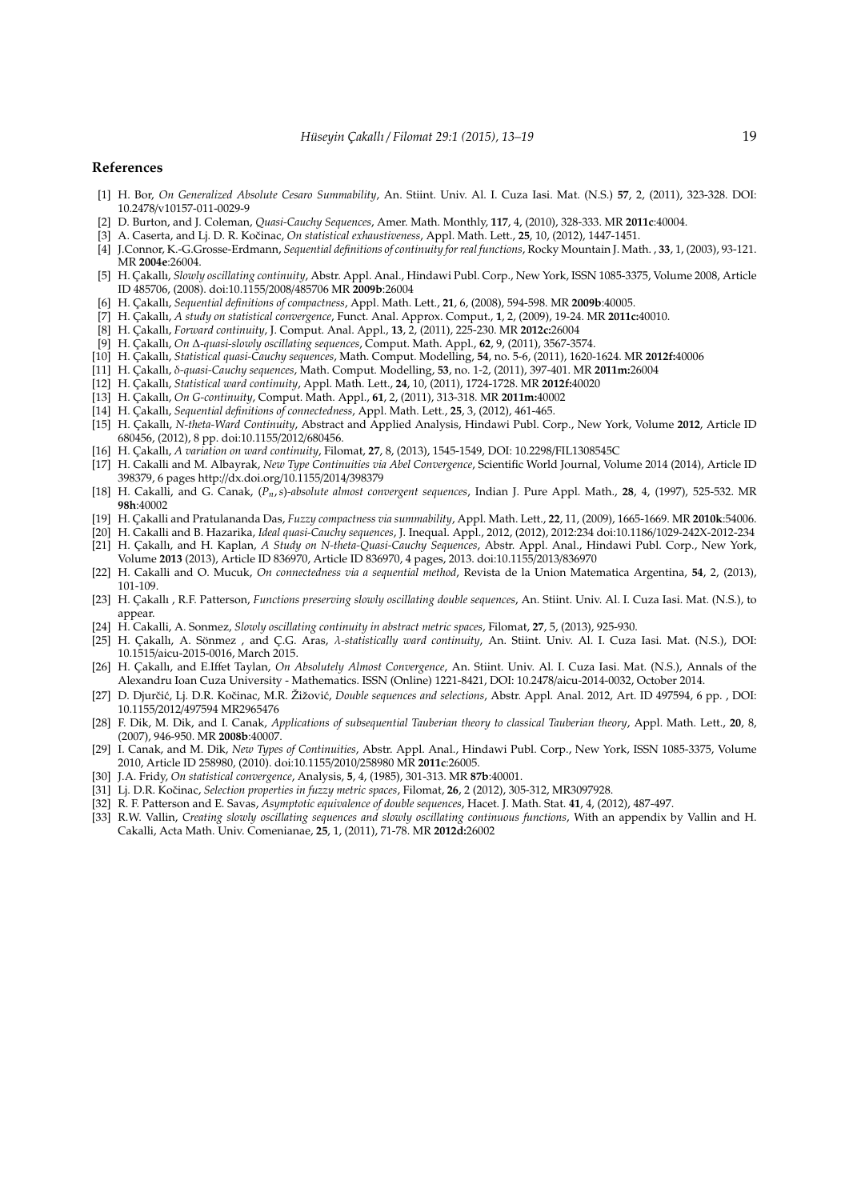## References

[1] H. Bor, *On Generalized Absolute Cesaro Summability*, An. Stiint. Univ. Al. I. Cuza Iasi. Mat. (N.S.) **57**, 2, (2011), 323-328. DOI: 10.2478/v10157-011-0029-9

[2] D. Burton, and J. Coleman, *Quasi-Cauchy Sequences*, Amer. Math. Monthly, **117**, 4, (2010), 328-333. MR **2011c**:40004.

[3] A. Caserta, and Lj. D. R. Kočinac, *On statistical exhaustiveness*, Appl. Math. Lett., **25**, 10, (2012), 1447-1451.

[4] J.Connor, K.-G.Grosse-Erdmann, *Sequential definitions of continuity for real functions*, Rocky Mountain J. Math. , **33**, 1, (2003), 93-121. MR **2004e**:26004.

[5] H. Çakallı, *Slowly oscillating continuity*, Abstr. Appl. Anal., Hindawi Publ. Corp., New York, ISSN 1085-3375, Volume 2008, Article ID 485706, (2008). doi:10.1155/2008/485706 MR **2009b**:26004

[6] H. Çakallı, *Sequential definitions of compactness*, Appl. Math. Lett., **21**, 6, (2008), 594-598. MR **2009b**:40005.

[7] H. Çakallı, *A study on statistical convergence*, Funct. Anal. Approx. Comput., **1**, 2, (2009), 19-24. MR **2011c:**40010.

[8] H. Çakallı, *Forward continuity*, J. Comput. Anal. Appl., **13**, 2, (2011), 225-230. MR **2012c:**26004

[9] H. Çakallı, *On $\Delta$-quasi-slowly oscillating sequences*, Comput. Math. Appl., **62**, 9, (2011), 3567-3574.

[10] H. Çakallı, *Statistical quasi-Cauchy sequences*, Math. Comput. Modelling, **54**, no. 5-6, (2011), 1620-1624. MR **2012f:**40006

[11] H. Çakallı, *$\delta$-quasi-Cauchy sequences*, Math. Comput. Modelling, **53**, no. 1-2, (2011), 397-401. MR **2011m:**26004

[12] H. Çakallı, *Statistical ward continuity*, Appl. Math. Lett., **24**, 10, (2011), 1724-1728. MR **2012f:**40020

[13] H. Çakallı, *On G-continuity*, Comput. Math. Appl., **61**, 2, (2011), 313-318. MR **2011m:**40002

[14] H. Çakallı, *Sequential definitions of connectedness*, Appl. Math. Lett., **25**, 3, (2012), 461-465.

[15] H. Çakallı, *N-theta-Ward Continuity*, Abstract and Applied Analysis, Hindawi Publ. Corp., New York, Volume **2012**, Article ID 680456, (2012), 8 pp. doi:10.1155/2012/680456.

[16] H. Çakallı, *A variation on ward continuity*, Filomat, **27**, 8, (2013), 1545-1549, DOI: 10.2298/FIL1308545C

[17] H. Cakalli and M. Albayrak, *New Type Continuities via Abel Convergence*, Scientific World Journal, Volume 2014 (2014), Article ID 398379, 6 pages http://dx.doi.org/10.1155/2014/398379

[18] H. Cakalli, and G. Canak, *$(P_n, s)$-absolute almost convergent sequences*, Indian J. Pure Appl. Math., **28**, 4, (1997), 525-532. MR **98h**:40002

[19] H. Çakalli and Pratulananda Das, *Fuzzy compactness via summability*, Appl. Math. Lett., **22**, 11, (2009), 1665-1669. MR **2010k**:54006.

[20] H. Cakalli and B. Hazarika, *Ideal quasi-Cauchy sequences*, J. Inequal. Appl., 2012, (2012), 2012:234 doi:10.1186/1029-242X-2012-234

[21] H. Çakallı, and H. Kaplan, *A Study on N-theta-Quasi-Cauchy Sequences*, Abstr. Appl. Anal., Hindawi Publ. Corp., New York, Volume **2013** (2013), Article ID 836970, Article ID 836970, 4 pages, 2013. doi:10.1155/2013/836970

[22] H. Cakalli and O. Mucuk, *On connectedness via a sequential method*, Revista de la Union Matematica Argentina, **54**, 2, (2013), 101-109.

[23] H. Çakallı , R.F. Patterson, *Functions preserving slowly oscillating double sequences*, An. Stiint. Univ. Al. I. Cuza Iasi. Mat. (N.S.), to appear.

[24] H. Cakalli, A. Sonmez, *Slowly oscillating continuity in abstract metric spaces*, Filomat, **27**, 5, (2013), 925-930.

[25] H. Çakallı, A. Sönmez , and Ç.G. Aras, *$\lambda$-statistically ward continuity*, An. Stiint. Univ. Al. I. Cuza Iasi. Mat. (N.S.), DOI: 10.1515/aicu-2015-0016, March 2015.

[26] H. Çakallı, and E.Iffet Taylan, *On Absolutely Almost Convergence*, An. Stiint. Univ. Al. I. Cuza Iasi. Mat. (N.S.), Annals of the Alexandru Ioan Cuza University - Mathematics. ISSN (Online) 1221-8421, DOI: 10.2478/aicu-2014-0032, October 2014.

[27] D. Djurčić, Lj. D.R. Kočinac, M.R. Žižović, *Double sequences and selections*, Abstr. Appl. Anal. 2012, Art. ID 497594, 6 pp. , DOI: 10.1155/2012/497594 MR2965476

[28] F. Dik, M. Dik, and I. Canak, *Applications of subsequential Tauberian theory to classical Tauberian theory*, Appl. Math. Lett., **20**, 8, (2007), 946-950. MR **2008b**:40007.

[29] I. Canak, and M. Dik, *New Types of Continuities*, Abstr. Appl. Anal., Hindawi Publ. Corp., New York, ISSN 1085-3375, Volume 2010, Article ID 258980, (2010). doi:10.1155/2010/258980 MR **2011c**:26005.

[30] J.A. Fridy, *On statistical convergence*, Analysis, **5**, 4, (1985), 301-313. MR **87b**:40001.

[31] Lj. D.R. Kočinac, *Selection properties in fuzzy metric spaces*, Filomat, **26**, 2 (2012), 305-312, MR3097928.

[32] R. F. Patterson and E. Savas, *Asymptotic equivalence of double sequences*, Hacet. J. Math. Stat. **41**, 4, (2012), 487-497.

[33] R.W. Vallin, *Creating slowly oscillating sequences and slowly oscillating continuous functions*, With an appendix by Vallin and H. Cakalli, Acta Math. Univ. Comenianae, **25**, 1, (2011), 71-78. MR **2012d:**26002